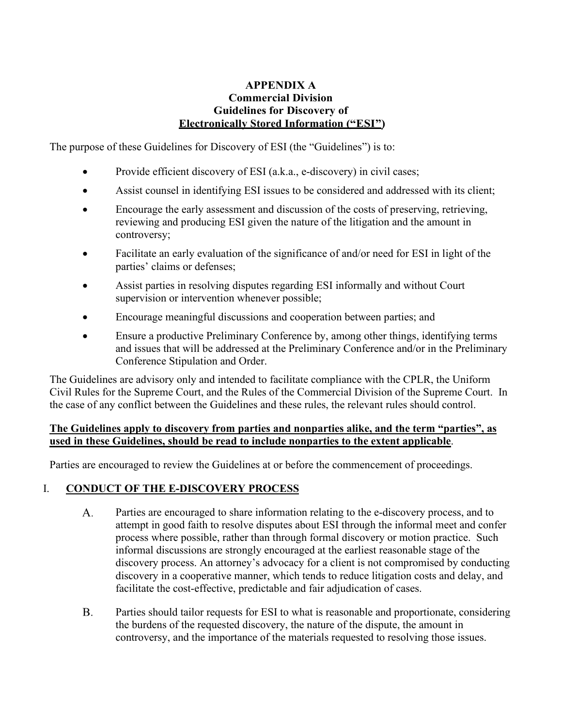# APPENDIX A
## Commercial Division
## Guidelines for Discovery of
## Electronically Stored Information ("ESI")

The purpose of these Guidelines for Discovery of ESI (the "Guidelines") is to:

- Provide efficient discovery of ESI (a.k.a., e-discovery) in civil cases;
- Assist counsel in identifying ESI issues to be considered and addressed with its client;
- Encourage the early assessment and discussion of the costs of preserving, retrieving, reviewing and producing ESI given the nature of the litigation and the amount in controversy;
- Facilitate an early evaluation of the significance of and/or need for ESI in light of the parties' claims or defenses;
- Assist parties in resolving disputes regarding ESI informally and without Court supervision or intervention whenever possible;
- Encourage meaningful discussions and cooperation between parties; and
- Ensure a productive Preliminary Conference by, among other things, identifying terms and issues that will be addressed at the Preliminary Conference and/or in the Preliminary Conference Stipulation and Order.

The Guidelines are advisory only and intended to facilitate compliance with the CPLR, the Uniform Civil Rules for the Supreme Court, and the Rules of the Commercial Division of the Supreme Court. In the case of any conflict between the Guidelines and these rules, the relevant rules should control.

**The Guidelines apply to discovery from parties and nonparties alike, and the term "parties", as used in these Guidelines, should be read to include nonparties to the extent applicable**.

Parties are encouraged to review the Guidelines at or before the commencement of proceedings.

## I. CONDUCT OF THE E-DISCOVERY PROCESS

A. Parties are encouraged to share information relating to the e-discovery process, and to attempt in good faith to resolve disputes about ESI through the informal meet and confer process where possible, rather than through formal discovery or motion practice. Such informal discussions are strongly encouraged at the earliest reasonable stage of the discovery process. An attorney's advocacy for a client is not compromised by conducting discovery in a cooperative manner, which tends to reduce litigation costs and delay, and facilitate the cost-effective, predictable and fair adjudication of cases.

B. Parties should tailor requests for ESI to what is reasonable and proportionate, considering the burdens of the requested discovery, the nature of the dispute, the amount in controversy, and the importance of the materials requested to resolving those issues.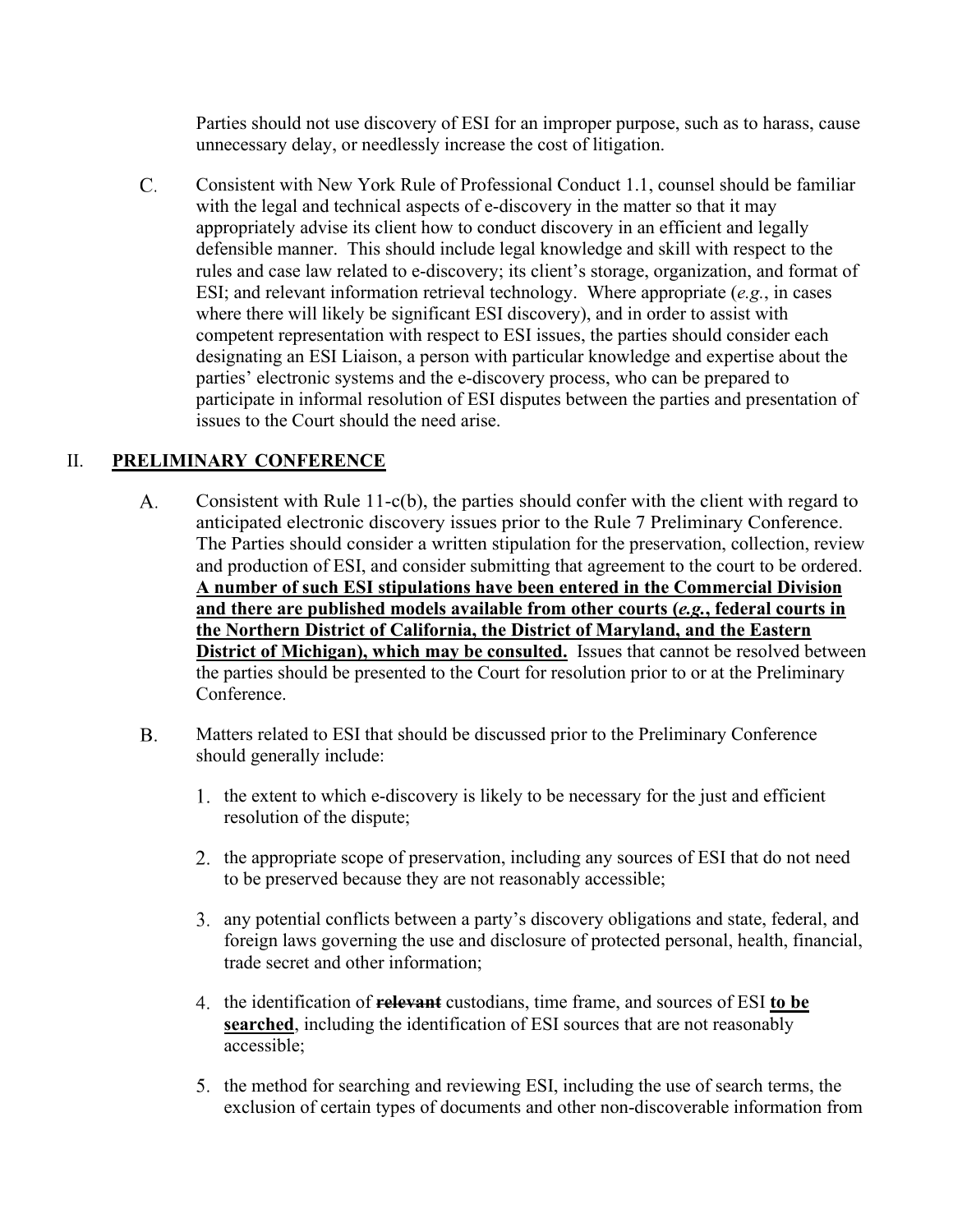Parties should not use discovery of ESI for an improper purpose, such as to harass, cause unnecessary delay, or needlessly increase the cost of litigation.

C. Consistent with New York Rule of Professional Conduct 1.1, counsel should be familiar with the legal and technical aspects of e-discovery in the matter so that it may appropriately advise its client how to conduct discovery in an efficient and legally defensible manner. This should include legal knowledge and skill with respect to the rules and case law related to e-discovery; its client's storage, organization, and format of ESI; and relevant information retrieval technology. Where appropriate (*e.g.*, in cases where there will likely be significant ESI discovery), and in order to assist with competent representation with respect to ESI issues, the parties should consider each designating an ESI Liaison, a person with particular knowledge and expertise about the parties' electronic systems and the e-discovery process, who can be prepared to participate in informal resolution of ESI disputes between the parties and presentation of issues to the Court should the need arise.

## II. <u>**PRELIMINARY CONFERENCE**</u>

A. Consistent with Rule 11-c(b), the parties should confer with the client with regard to anticipated electronic discovery issues prior to the Rule 7 Preliminary Conference. The Parties should consider a written stipulation for the preservation, collection, review and production of ESI, and consider submitting that agreement to the court to be ordered. <u>**A number of such ESI stipulations have been entered in the Commercial Division and there are published models available from other courts (*e.g.*, federal courts in the Northern District of California, the District of Maryland, and the Eastern District of Michigan), which may be consulted.**</u> Issues that cannot be resolved between the parties should be presented to the Court for resolution prior to or at the Preliminary Conference.

B. Matters related to ESI that should be discussed prior to the Preliminary Conference should generally include:

1. the extent to which e-discovery is likely to be necessary for the just and efficient resolution of the dispute;

2. the appropriate scope of preservation, including any sources of ESI that do not need to be preserved because they are not reasonably accessible;

3. any potential conflicts between a party's discovery obligations and state, federal, and foreign laws governing the use and disclosure of protected personal, health, financial, trade secret and other information;

4. the identification of ~~**relevant**~~ custodians, time frame, and sources of ESI <u>**to be searched**</u>, including the identification of ESI sources that are not reasonably accessible;

5. the method for searching and reviewing ESI, including the use of search terms, the exclusion of certain types of documents and other non-discoverable information from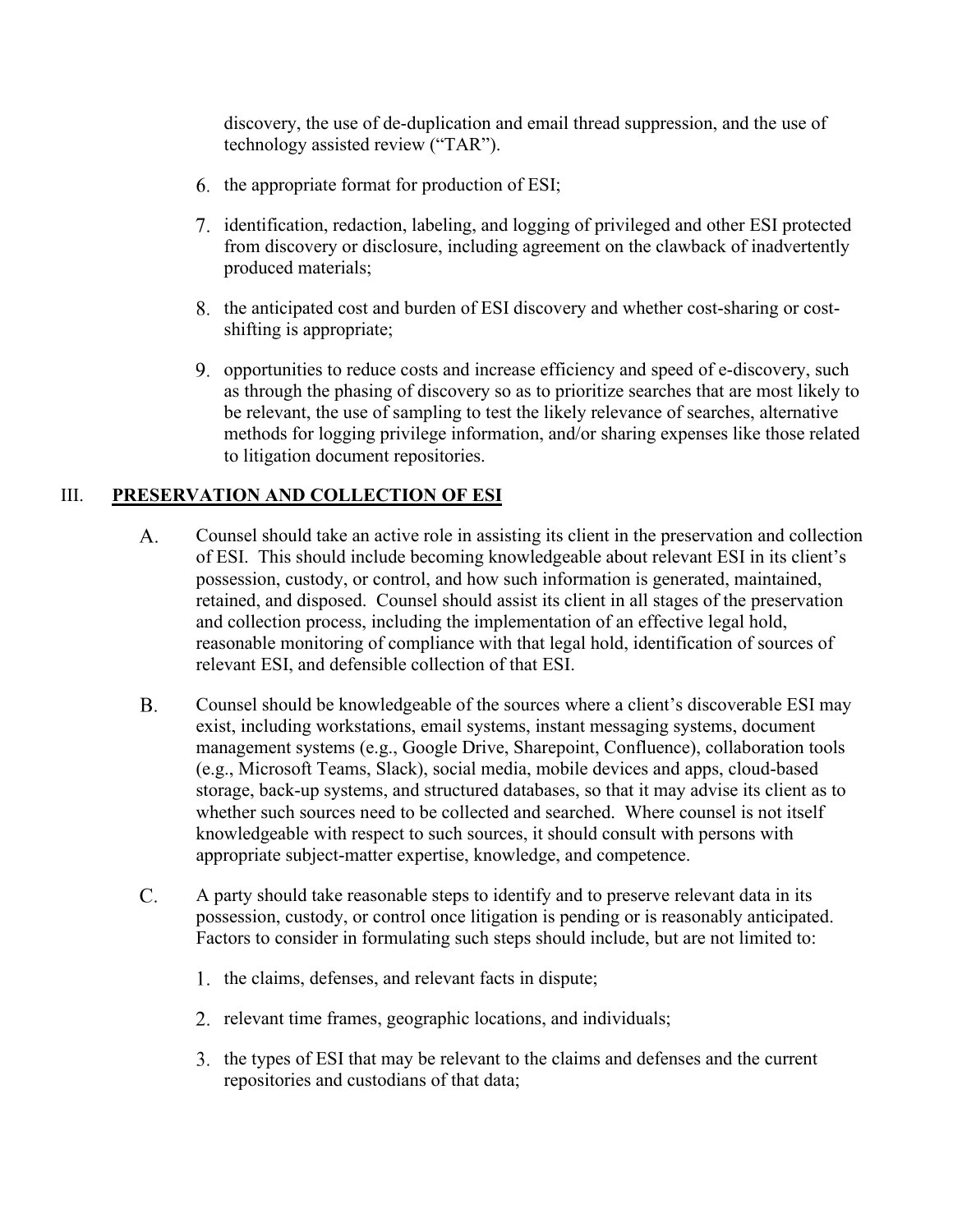discovery, the use of de-duplication and email thread suppression, and the use of technology assisted review ("TAR").

6. the appropriate format for production of ESI;

7. identification, redaction, labeling, and logging of privileged and other ESI protected from discovery or disclosure, including agreement on the clawback of inadvertently produced materials;

8. the anticipated cost and burden of ESI discovery and whether cost-sharing or cost-shifting is appropriate;

9. opportunities to reduce costs and increase efficiency and speed of e-discovery, such as through the phasing of discovery so as to prioritize searches that are most likely to be relevant, the use of sampling to test the likely relevance of searches, alternative methods for logging privilege information, and/or sharing expenses like those related to litigation document repositories.

## III. PRESERVATION AND COLLECTION OF ESI

A. Counsel should take an active role in assisting its client in the preservation and collection of ESI. This should include becoming knowledgeable about relevant ESI in its client's possession, custody, or control, and how such information is generated, maintained, retained, and disposed. Counsel should assist its client in all stages of the preservation and collection process, including the implementation of an effective legal hold, reasonable monitoring of compliance with that legal hold, identification of sources of relevant ESI, and defensible collection of that ESI.

B. Counsel should be knowledgeable of the sources where a client's discoverable ESI may exist, including workstations, email systems, instant messaging systems, document management systems (e.g., Google Drive, Sharepoint, Confluence), collaboration tools (e.g., Microsoft Teams, Slack), social media, mobile devices and apps, cloud-based storage, back-up systems, and structured databases, so that it may advise its client as to whether such sources need to be collected and searched. Where counsel is not itself knowledgeable with respect to such sources, it should consult with persons with appropriate subject-matter expertise, knowledge, and competence.

C. A party should take reasonable steps to identify and to preserve relevant data in its possession, custody, or control once litigation is pending or is reasonably anticipated. Factors to consider in formulating such steps should include, but are not limited to:

1. the claims, defenses, and relevant facts in dispute;

2. relevant time frames, geographic locations, and individuals;

3. the types of ESI that may be relevant to the claims and defenses and the current repositories and custodians of that data;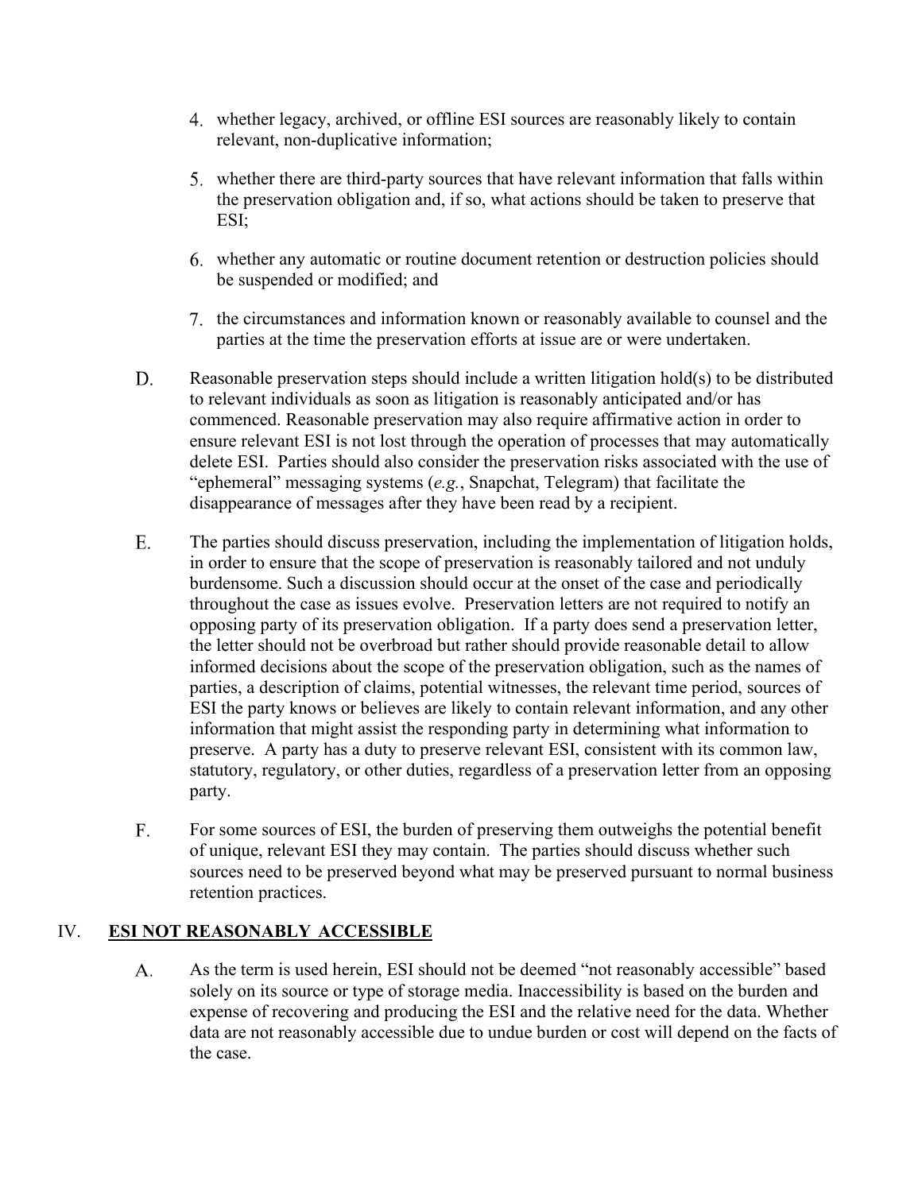4. whether legacy, archived, or offline ESI sources are reasonably likely to contain relevant, non-duplicative information;

5. whether there are third-party sources that have relevant information that falls within the preservation obligation and, if so, what actions should be taken to preserve that ESI;

6. whether any automatic or routine document retention or destruction policies should be suspended or modified; and

7. the circumstances and information known or reasonably available to counsel and the parties at the time the preservation efforts at issue are or were undertaken.

D. Reasonable preservation steps should include a written litigation hold(s) to be distributed to relevant individuals as soon as litigation is reasonably anticipated and/or has commenced. Reasonable preservation may also require affirmative action in order to ensure relevant ESI is not lost through the operation of processes that may automatically delete ESI. Parties should also consider the preservation risks associated with the use of "ephemeral" messaging systems (*e.g.*, Snapchat, Telegram) that facilitate the disappearance of messages after they have been read by a recipient.

E. The parties should discuss preservation, including the implementation of litigation holds, in order to ensure that the scope of preservation is reasonably tailored and not unduly burdensome. Such a discussion should occur at the onset of the case and periodically throughout the case as issues evolve. Preservation letters are not required to notify an opposing party of its preservation obligation. If a party does send a preservation letter, the letter should not be overbroad but rather should provide reasonable detail to allow informed decisions about the scope of the preservation obligation, such as the names of parties, a description of claims, potential witnesses, the relevant time period, sources of ESI the party knows or believes are likely to contain relevant information, and any other information that might assist the responding party in determining what information to preserve. A party has a duty to preserve relevant ESI, consistent with its common law, statutory, regulatory, or other duties, regardless of a preservation letter from an opposing party.

F. For some sources of ESI, the burden of preserving them outweighs the potential benefit of unique, relevant ESI they may contain. The parties should discuss whether such sources need to be preserved beyond what may be preserved pursuant to normal business retention practices.

## IV. <u>ESI NOT REASONABLY ACCESSIBLE</u>

A. As the term is used herein, ESI should not be deemed "not reasonably accessible" based solely on its source or type of storage media. Inaccessibility is based on the burden and expense of recovering and producing the ESI and the relative need for the data. Whether data are not reasonably accessible due to undue burden or cost will depend on the facts of the case.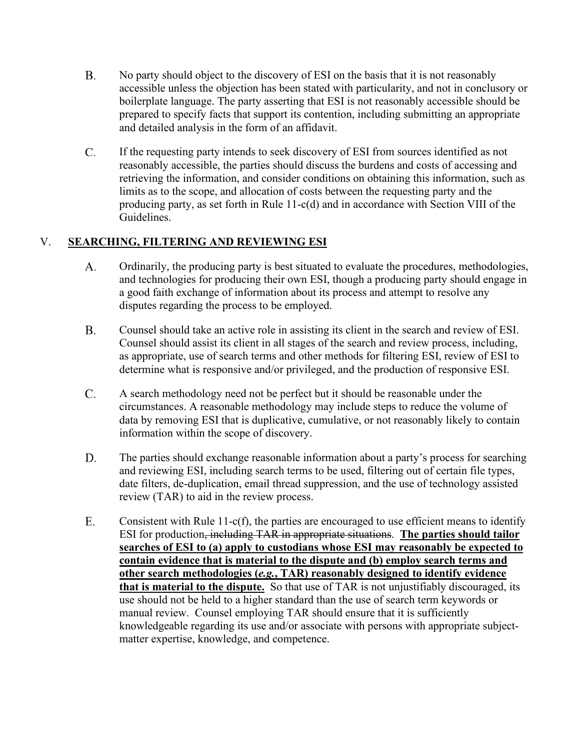B. No party should object to the discovery of ESI on the basis that it is not reasonably accessible unless the objection has been stated with particularity, and not in conclusory or boilerplate language. The party asserting that ESI is not reasonably accessible should be prepared to specify facts that support its contention, including submitting an appropriate and detailed analysis in the form of an affidavit.

C. If the requesting party intends to seek discovery of ESI from sources identified as not reasonably accessible, the parties should discuss the burdens and costs of accessing and retrieving the information, and consider conditions on obtaining this information, such as limits as to the scope, and allocation of costs between the requesting party and the producing party, as set forth in Rule 11-c(d) and in accordance with Section VIII of the Guidelines.

## V. SEARCHING, FILTERING AND REVIEWING ESI

A. Ordinarily, the producing party is best situated to evaluate the procedures, methodologies, and technologies for producing their own ESI, though a producing party should engage in a good faith exchange of information about its process and attempt to resolve any disputes regarding the process to be employed.

B. Counsel should take an active role in assisting its client in the search and review of ESI. Counsel should assist its client in all stages of the search and review process, including, as appropriate, use of search terms and other methods for filtering ESI, review of ESI to determine what is responsive and/or privileged, and the production of responsive ESI.

C. A search methodology need not be perfect but it should be reasonable under the circumstances. A reasonable methodology may include steps to reduce the volume of data by removing ESI that is duplicative, cumulative, or not reasonably likely to contain information within the scope of discovery.

D. The parties should exchange reasonable information about a party's process for searching and reviewing ESI, including search terms to be used, filtering out of certain file types, date filters, de-duplication, email thread suppression, and the use of technology assisted review (TAR) to aid in the review process.

E. Consistent with Rule 11-c(f), the parties are encouraged to use efficient means to identify ESI for production~~, including TAR in appropriate situations~~. <u>**The parties should tailor searches of ESI to (a) apply to custodians whose ESI may reasonably be expected to contain evidence that is material to the dispute and (b) employ search terms and other search methodologies (*e.g.*, TAR) reasonably designed to identify evidence that is material to the dispute.**</u> So that use of TAR is not unjustifiably discouraged, its use should not be held to a higher standard than the use of search term keywords or manual review. Counsel employing TAR should ensure that it is sufficiently knowledgeable regarding its use and/or associate with persons with appropriate subject-matter expertise, knowledge, and competence.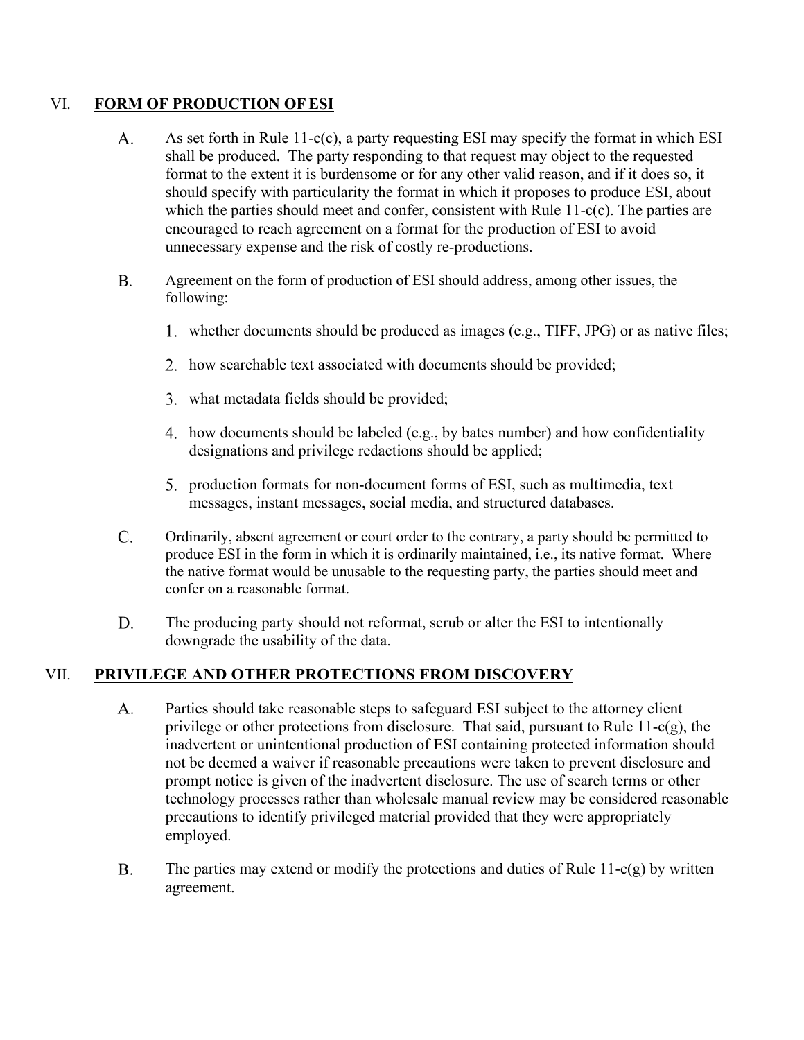## VI. FORM OF PRODUCTION OF ESI

A. As set forth in Rule 11-c(c), a party requesting ESI may specify the format in which ESI shall be produced. The party responding to that request may object to the requested format to the extent it is burdensome or for any other valid reason, and if it does so, it should specify with particularity the format in which it proposes to produce ESI, about which the parties should meet and confer, consistent with Rule 11-c(c). The parties are encouraged to reach agreement on a format for the production of ESI to avoid unnecessary expense and the risk of costly re-productions.

B. Agreement on the form of production of ESI should address, among other issues, the following:

1. whether documents should be produced as images (e.g., TIFF, JPG) or as native files;
2. how searchable text associated with documents should be provided;
3. what metadata fields should be provided;
4. how documents should be labeled (e.g., by bates number) and how confidentiality designations and privilege redactions should be applied;
5. production formats for non-document forms of ESI, such as multimedia, text messages, instant messages, social media, and structured databases.

C. Ordinarily, absent agreement or court order to the contrary, a party should be permitted to produce ESI in the form in which it is ordinarily maintained, i.e., its native format. Where the native format would be unusable to the requesting party, the parties should meet and confer on a reasonable format.

D. The producing party should not reformat, scrub or alter the ESI to intentionally downgrade the usability of the data.

## VII. PRIVILEGE AND OTHER PROTECTIONS FROM DISCOVERY

A. Parties should take reasonable steps to safeguard ESI subject to the attorney client privilege or other protections from disclosure. That said, pursuant to Rule 11-c(g), the inadvertent or unintentional production of ESI containing protected information should not be deemed a waiver if reasonable precautions were taken to prevent disclosure and prompt notice is given of the inadvertent disclosure. The use of search terms or other technology processes rather than wholesale manual review may be considered reasonable precautions to identify privileged material provided that they were appropriately employed.

B. The parties may extend or modify the protections and duties of Rule 11-c(g) by written agreement.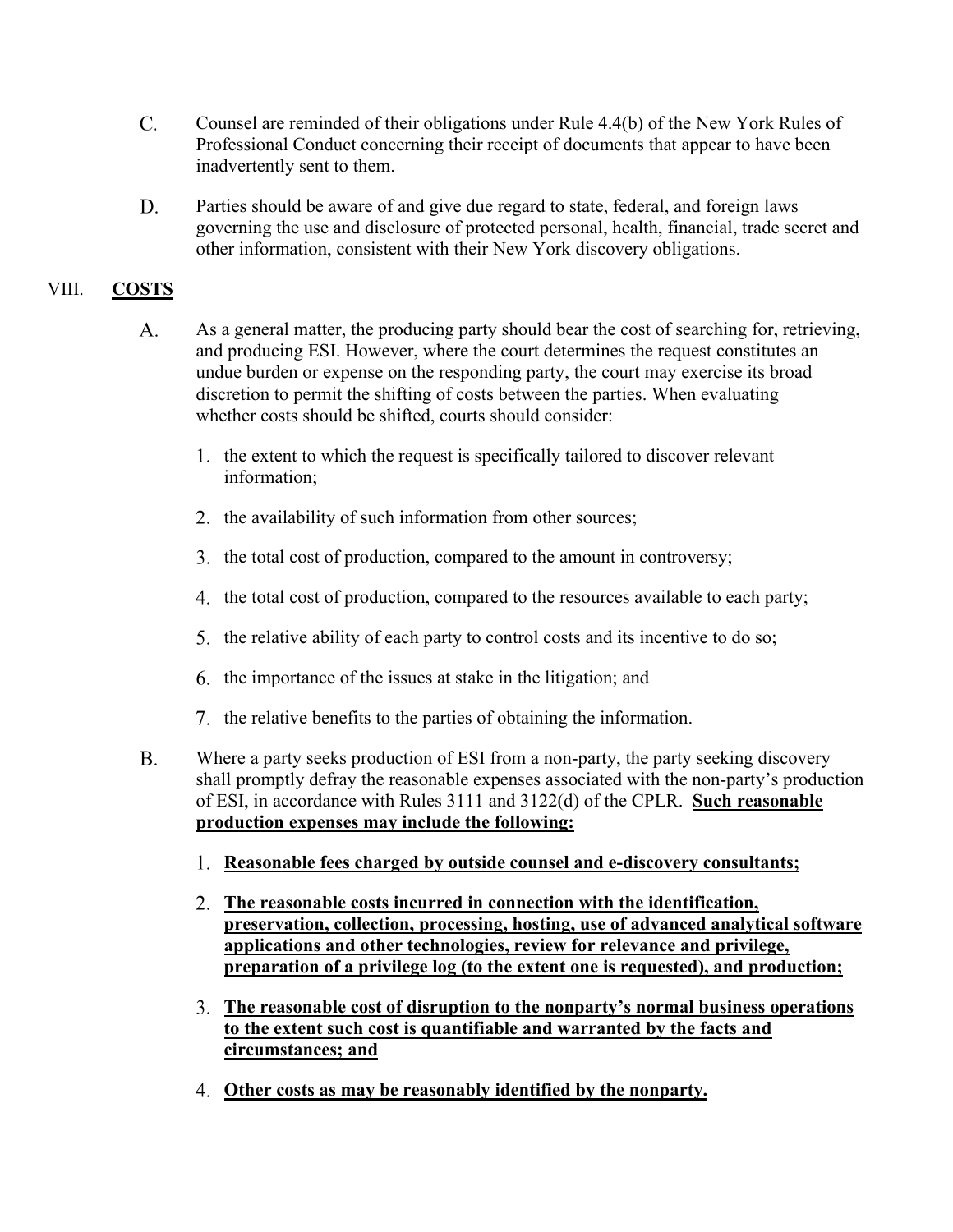C. Counsel are reminded of their obligations under Rule 4.4(b) of the New York Rules of Professional Conduct concerning their receipt of documents that appear to have been inadvertently sent to them.

D. Parties should be aware of and give due regard to state, federal, and foreign laws governing the use and disclosure of protected personal, health, financial, trade secret and other information, consistent with their New York discovery obligations.

## VIII. COSTS

A. As a general matter, the producing party should bear the cost of searching for, retrieving, and producing ESI. However, where the court determines the request constitutes an undue burden or expense on the responding party, the court may exercise its broad discretion to permit the shifting of costs between the parties. When evaluating whether costs should be shifted, courts should consider:

1. the extent to which the request is specifically tailored to discover relevant information;
2. the availability of such information from other sources;
3. the total cost of production, compared to the amount in controversy;
4. the total cost of production, compared to the resources available to each party;
5. the relative ability of each party to control costs and its incentive to do so;
6. the importance of the issues at stake in the litigation; and
7. the relative benefits to the parties of obtaining the information.

B. Where a party seeks production of ESI from a non-party, the party seeking discovery shall promptly defray the reasonable expenses associated with the non-party's production of ESI, in accordance with Rules 3111 and 3122(d) of the CPLR. **Such reasonable production expenses may include the following:**

1. **Reasonable fees charged by outside counsel and e-discovery consultants;**
2. **The reasonable costs incurred in connection with the identification, preservation, collection, processing, hosting, use of advanced analytical software applications and other technologies, review for relevance and privilege, preparation of a privilege log (to the extent one is requested), and production;**
3. **The reasonable cost of disruption to the nonparty's normal business operations to the extent such cost is quantifiable and warranted by the facts and circumstances; and**
4. **Other costs as may be reasonably identified by the nonparty.**